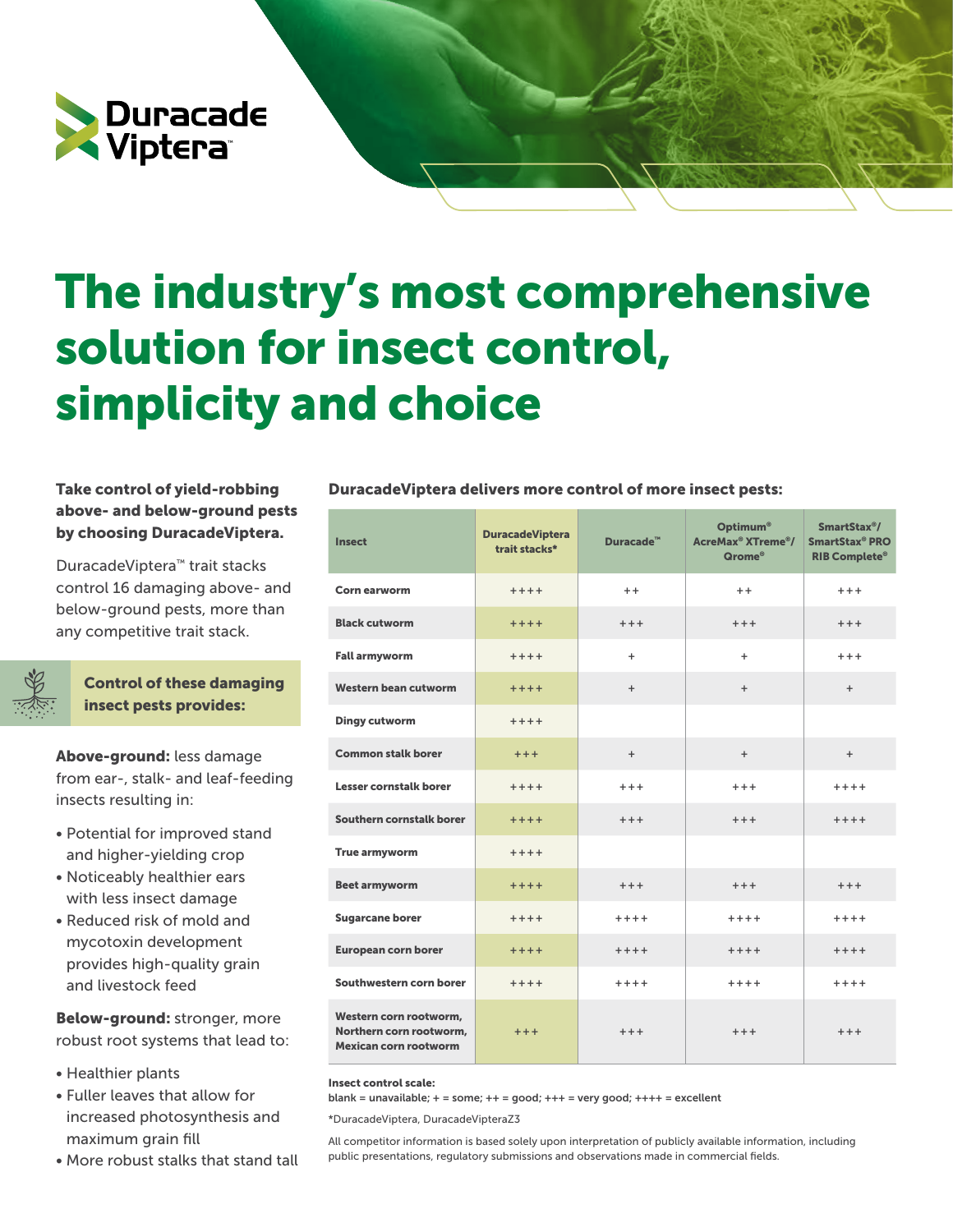Duracade Viptera™

# The industry's most comprehensive solution for insect control, simplicity and choice

**Take control of yield-robbing above- and below-ground pests by choosing DuracadeViptera.**

DuracadeViptera™ trait stacks control 16 damaging above- and below-ground pests, more than any competitive trait stack.

### Control of these damaging insect pests provides:

**Above-ground:** less damage from ear-, stalk- and leaf-feeding insects resulting in:

- Potential for improved stand and higher-yielding crop
- Noticeably healthier ears with less insect damage
- Reduced risk of mold and mycotoxin development provides high-quality grain and livestock feed

**Below-ground:** stronger, more robust root systems that lead to:

- Healthier plants
- Fuller leaves that allow for increased photosynthesis and maximum grain fill
- More robust stalks that stand tall

**DuracadeViptera delivers more control of more insect pests:**

| Insect | DuracadeViptera trait stacks* | Duracade™ | Optimum® AcreMax® XTreme®/ Qrome® | SmartStax®/ SmartStax® PRO RIB Complete® |
|---|---|---|---|---|
| Corn earworm | ++++ | ++ | ++ | +++ |
| Black cutworm | ++++ | +++ | +++ | +++ |
| Fall armyworm | ++++ | + | + | +++ |
| Western bean cutworm | ++++ | + | + | + |
| Dingy cutworm | ++++ | | | |
| Common stalk borer | +++ | + | + | + |
| Lesser cornstalk borer | ++++ | +++ | +++ | ++++ |
| Southern cornstalk borer | ++++ | +++ | +++ | ++++ |
| True armyworm | ++++ | | | |
| Beet armyworm | ++++ | +++ | +++ | +++ |
| Sugarcane borer | ++++ | ++++ | ++++ | ++++ |
| European corn borer | ++++ | ++++ | ++++ | ++++ |
| Southwestern corn borer | ++++ | ++++ | ++++ | ++++ |
| Western corn rootworm, Northern corn rootworm, Mexican corn rootworm | +++ | +++ | +++ | +++ |

**Insect control scale:**
blank = unavailable; + = some; ++ = good; +++ = very good; ++++ = excellent

*DuracadeViptera, DuracadeVipteraZ3

All competitor information is based solely upon interpretation of publicly available information, including public presentations, regulatory submissions and observations made in commercial fields.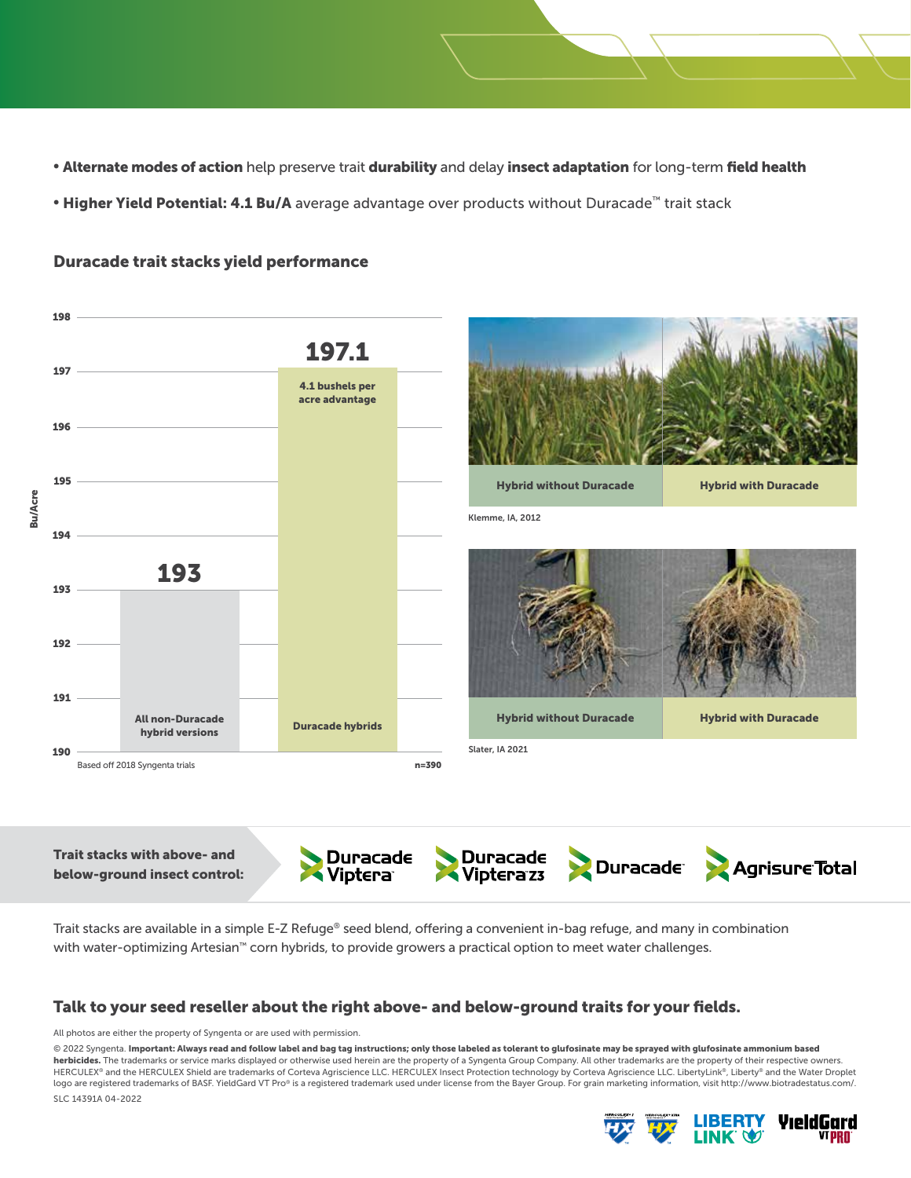- **Alternate modes of action** help preserve trait **durability** and delay **insect adaptation** for long-term **field health**
- **Higher Yield Potential: 4.1 Bu/A** average advantage over products without Duracade™ trait stack

## Duracade trait stacks yield performance

Bu/Acre

198
197
196
195
194
193
192
191
190

193
All non-Duracade hybrid versions

197.1
4.1 bushels per acre advantage
Duracade hybrids

Based off 2018 Syngenta trials
n=390

Hybrid without Duracade
Hybrid with Duracade

Klemme, IA, 2012

Hybrid without Duracade
Hybrid with Duracade

Slater, IA 2021

**Trait stacks with above- and below-ground insect control:**

Duracade Viptera · Duracade Viptera Z3 · Duracade · Agrisure Total

Trait stacks are available in a simple E-Z Refuge® seed blend, offering a convenient in-bag refuge, and many in combination with water-optimizing Artesian™ corn hybrids, to provide growers a practical option to meet water challenges.

### Talk to your seed reseller about the right above- and below-ground traits for your fields.

All photos are either the property of Syngenta or are used with permission.

© 2022 Syngenta. **Important: Always read and follow label and bag tag instructions; only those labeled as tolerant to glufosinate may be sprayed with glufosinate ammonium based herbicides.** The trademarks or service marks displayed or otherwise used herein are the property of a Syngenta Group Company. All other trademarks are the property of their respective owners. HERCULEX® and the HERCULEX Shield are trademarks of Corteva Agriscience LLC. HERCULEX Insect Protection technology by Corteva Agriscience LLC. LibertyLink®, Liberty® and the Water Droplet logo are registered trademarks of BASF. YieldGard VT Pro® is a registered trademark used under license from the Bayer Group. For grain marketing information, visit http://www.biotradestatus.com/.

SLC 14391A 04-2022